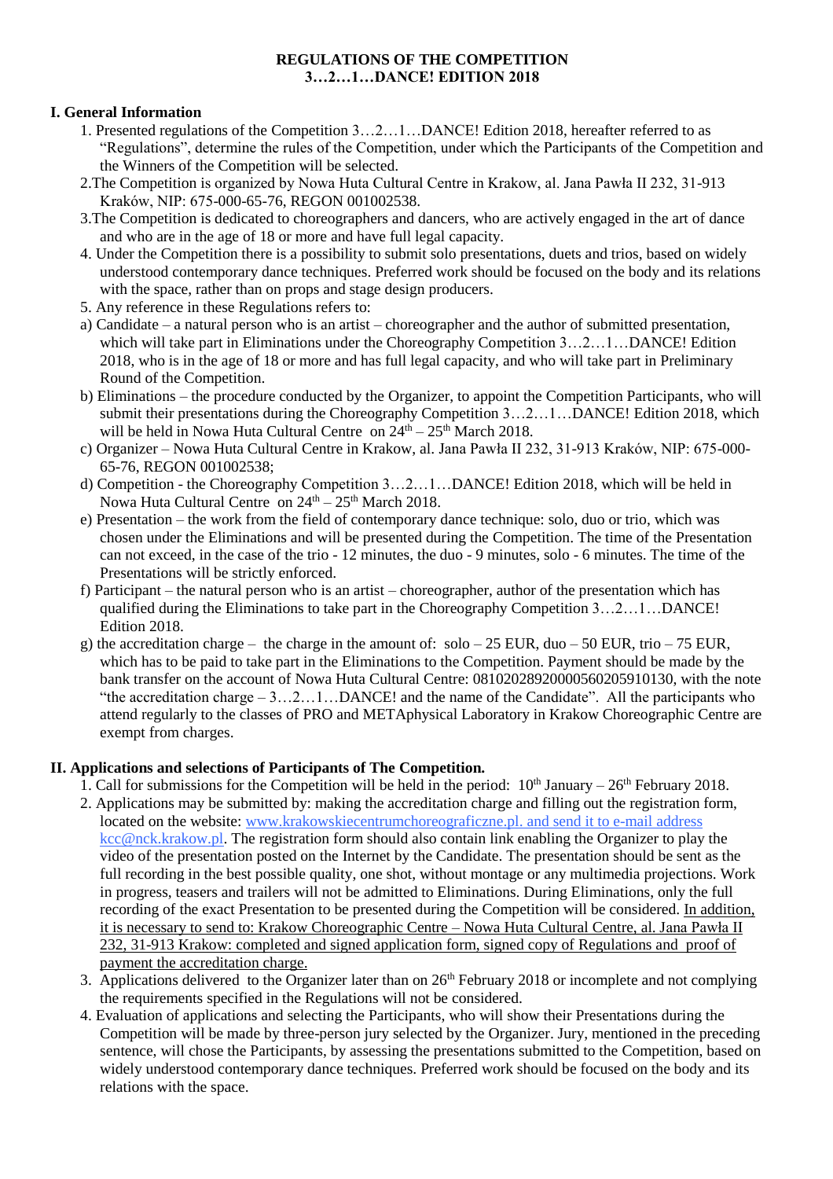**REGULATIONS OF THE COMPETITION**
**3…2…1…DANCE! EDITION 2018**

## I. General Information

1. Presented regulations of the Competition 3…2…1…DANCE! Edition 2018, hereafter referred to as "Regulations", determine the rules of the Competition, under which the Participants of the Competition and the Winners of the Competition will be selected.
2. The Competition is organized by Nowa Huta Cultural Centre in Krakow, al. Jana Pawła II 232, 31-913 Kraków, NIP: 675-000-65-76, REGON 001002538.
3. The Competition is dedicated to choreographers and dancers, who are actively engaged in the art of dance and who are in the age of 18 or more and have full legal capacity.
4. Under the Competition there is a possibility to submit solo presentations, duets and trios, based on widely understood contemporary dance techniques. Preferred work should be focused on the body and its relations with the space, rather than on props and stage design producers.
5. Any reference in these Regulations refers to:

a) Candidate – a natural person who is an artist – choreographer and the author of submitted presentation, which will take part in Eliminations under the Choreography Competition 3…2…1…DANCE! Edition 2018, who is in the age of 18 or more and has full legal capacity, and who will take part in Preliminary Round of the Competition.

b) Eliminations – the procedure conducted by the Organizer, to appoint the Competition Participants, who will submit their presentations during the Choreography Competition 3…2…1…DANCE! Edition 2018, which will be held in Nowa Huta Cultural Centre on 24th – 25th March 2018.

c) Organizer – Nowa Huta Cultural Centre in Krakow, al. Jana Pawła II 232, 31-913 Kraków, NIP: 675-000-65-76, REGON 001002538;

d) Competition - the Choreography Competition 3…2…1…DANCE! Edition 2018, which will be held in Nowa Huta Cultural Centre on 24th – 25th March 2018.

e) Presentation – the work from the field of contemporary dance technique: solo, duo or trio, which was chosen under the Eliminations and will be presented during the Competition. The time of the Presentation can not exceed, in the case of the trio - 12 minutes, the duo - 9 minutes, solo - 6 minutes. The time of the Presentations will be strictly enforced.

f) Participant – the natural person who is an artist – choreographer, author of the presentation which has qualified during the Eliminations to take part in the Choreography Competition 3…2…1…DANCE! Edition 2018.

g) the accreditation charge – the charge in the amount of: solo – 25 EUR, duo – 50 EUR, trio – 75 EUR, which has to be paid to take part in the Eliminations to the Competition. Payment should be made by the bank transfer on the account of Nowa Huta Cultural Centre: 08102028920000560205910130, with the note "the accreditation charge – 3…2…1…DANCE! and the name of the Candidate". All the participants who attend regularly to the classes of PRO and METAphysical Laboratory in Krakow Choreographic Centre are exempt from charges.

## II. Applications and selections of Participants of The Competition.

1. Call for submissions for the Competition will be held in the period: 10th January – 26th February 2018.
2. Applications may be submitted by: making the accreditation charge and filling out the registration form, located on the website: www.krakowskiecentrumchoreograficzne.pl. and send it to e-mail address kcc@nck.krakow.pl. The registration form should also contain link enabling the Organizer to play the video of the presentation posted on the Internet by the Candidate. The presentation should be sent as the full recording in the best possible quality, one shot, without montage or any multimedia projections. Work in progress, teasers and trailers will not be admitted to Eliminations. During Eliminations, only the full recording of the exact Presentation to be presented during the Competition will be considered. In addition, it is necessary to send to: Krakow Choreographic Centre – Nowa Huta Cultural Centre, al. Jana Pawła II 232, 31-913 Krakow: completed and signed application form, signed copy of Regulations and proof of payment the accreditation charge.
3. Applications delivered to the Organizer later than on 26th February 2018 or incomplete and not complying the requirements specified in the Regulations will not be considered.
4. Evaluation of applications and selecting the Participants, who will show their Presentations during the Competition will be made by three-person jury selected by the Organizer. Jury, mentioned in the preceding sentence, will chose the Participants, by assessing the presentations submitted to the Competition, based on widely understood contemporary dance techniques. Preferred work should be focused on the body and its relations with the space.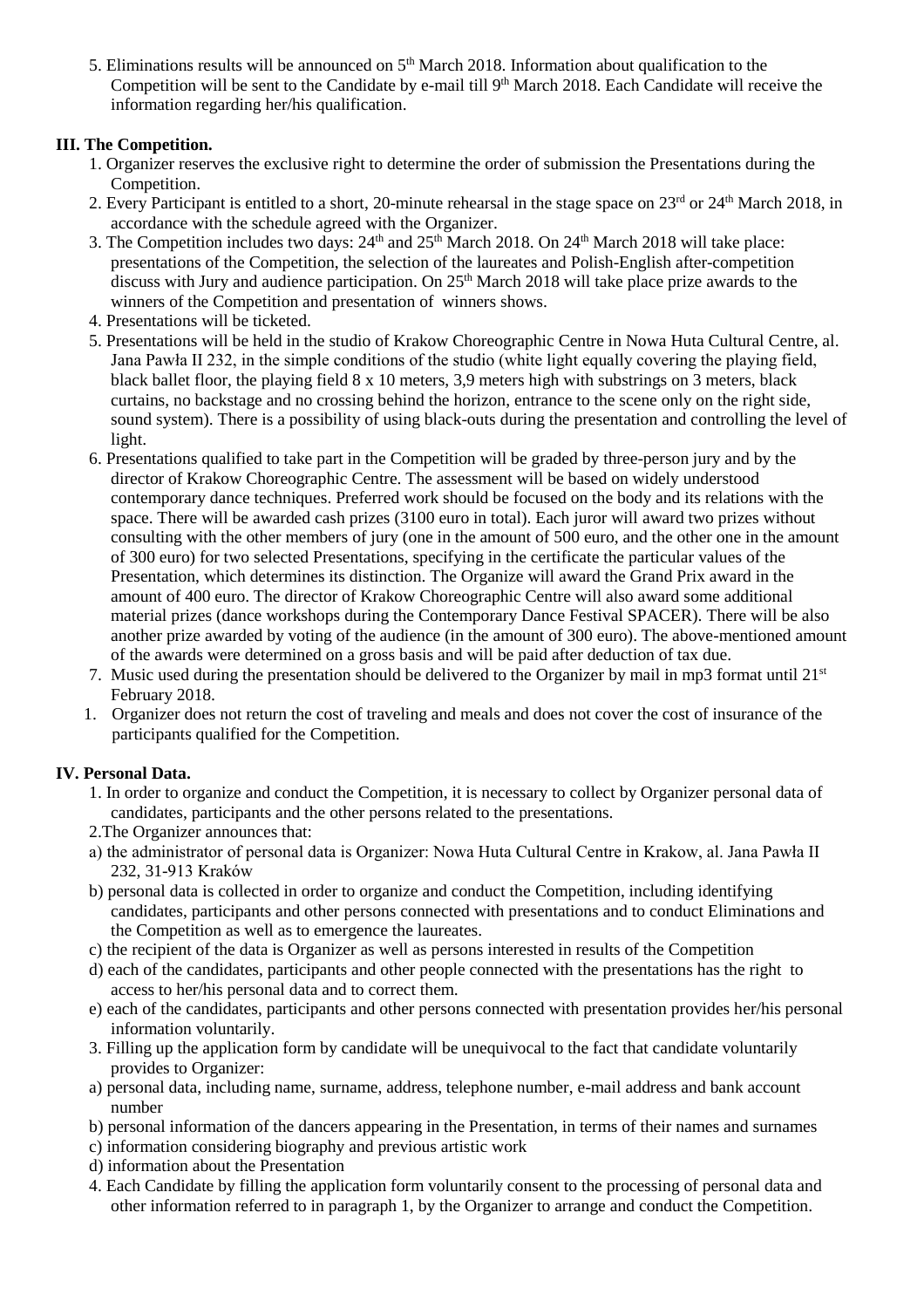5. Eliminations results will be announced on 5th March 2018. Information about qualification to the Competition will be sent to the Candidate by e-mail till 9th March 2018. Each Candidate will receive the information regarding her/his qualification.

### III. The Competition.

1. Organizer reserves the exclusive right to determine the order of submission the Presentations during the Competition.
2. Every Participant is entitled to a short, 20-minute rehearsal in the stage space on 23rd or 24th March 2018, in accordance with the schedule agreed with the Organizer.
3. The Competition includes two days: 24th and 25th March 2018. On 24th March 2018 will take place: presentations of the Competition, the selection of the laureates and Polish-English after-competition discuss with Jury and audience participation. On 25th March 2018 will take place prize awards to the winners of the Competition and presentation of winners shows.
4. Presentations will be ticketed.
5. Presentations will be held in the studio of Krakow Choreographic Centre in Nowa Huta Cultural Centre, al. Jana Pawła II 232, in the simple conditions of the studio (white light equally covering the playing field, black ballet floor, the playing field 8 x 10 meters, 3,9 meters high with substrings on 3 meters, black curtains, no backstage and no crossing behind the horizon, entrance to the scene only on the right side, sound system). There is a possibility of using black-outs during the presentation and controlling the level of light.
6. Presentations qualified to take part in the Competition will be graded by three-person jury and by the director of Krakow Choreographic Centre. The assessment will be based on widely understood contemporary dance techniques. Preferred work should be focused on the body and its relations with the space. There will be awarded cash prizes (3100 euro in total). Each juror will award two prizes without consulting with the other members of jury (one in the amount of 500 euro, and the other one in the amount of 300 euro) for two selected Presentations, specifying in the certificate the particular values of the Presentation, which determines its distinction. The Organize will award the Grand Prix award in the amount of 400 euro. The director of Krakow Choreographic Centre will also award some additional material prizes (dance workshops during the Contemporary Dance Festival SPACER). There will be also another prize awarded by voting of the audience (in the amount of 300 euro). The above-mentioned amount of the awards were determined on a gross basis and will be paid after deduction of tax due.
7. Music used during the presentation should be delivered to the Organizer by mail in mp3 format until 21st February 2018.
1. Organizer does not return the cost of traveling and meals and does not cover the cost of insurance of the participants qualified for the Competition.

### IV. Personal Data.

1. In order to organize and conduct the Competition, it is necessary to collect by Organizer personal data of candidates, participants and the other persons related to the presentations.
2. The Organizer announces that:

a) the administrator of personal data is Organizer: Nowa Huta Cultural Centre in Krakow, al. Jana Pawła II 232, 31-913 Kraków

b) personal data is collected in order to organize and conduct the Competition, including identifying candidates, participants and other persons connected with presentations and to conduct Eliminations and the Competition as well as to emergence the laureates.

c) the recipient of the data is Organizer as well as persons interested in results of the Competition

d) each of the candidates, participants and other people connected with the presentations has the right to access to her/his personal data and to correct them.

e) each of the candidates, participants and other persons connected with presentation provides her/his personal information voluntarily.

3. Filling up the application form by candidate will be unequivocal to the fact that candidate voluntarily provides to Organizer:

a) personal data, including name, surname, address, telephone number, e-mail address and bank account number

b) personal information of the dancers appearing in the Presentation, in terms of their names and surnames

c) information considering biography and previous artistic work

d) information about the Presentation

4. Each Candidate by filling the application form voluntarily consent to the processing of personal data and other information referred to in paragraph 1, by the Organizer to arrange and conduct the Competition.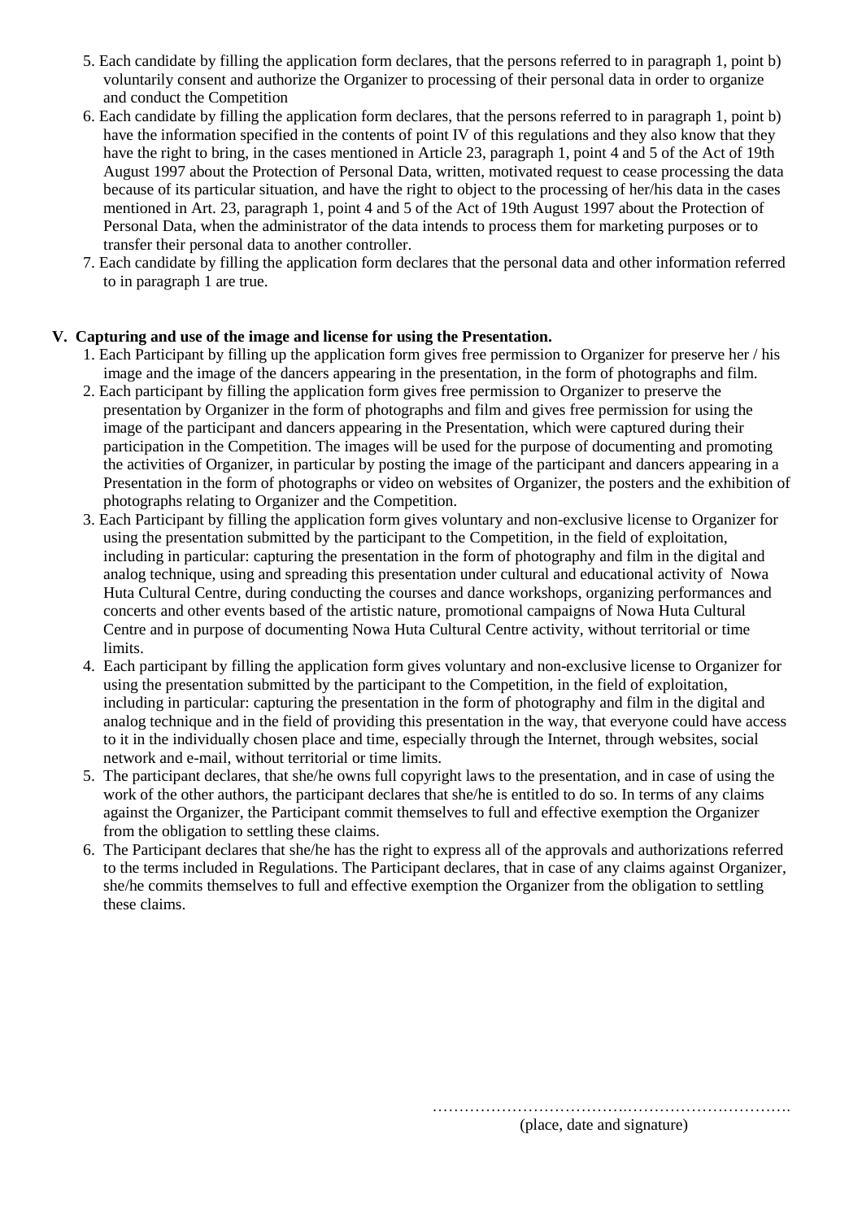5. Each candidate by filling the application form declares, that the persons referred to in paragraph 1, point b) voluntarily consent and authorize the Organizer to processing of their personal data in order to organize and conduct the Competition
6. Each candidate by filling the application form declares, that the persons referred to in paragraph 1, point b) have the information specified in the contents of point IV of this regulations and they also know that they have the right to bring, in the cases mentioned in Article 23, paragraph 1, point 4 and 5 of the Act of 19th August 1997 about the Protection of Personal Data, written, motivated request to cease processing the data because of its particular situation, and have the right to object to the processing of her/his data in the cases mentioned in Art. 23, paragraph 1, point 4 and 5 of the Act of 19th August 1997 about the Protection of Personal Data, when the administrator of the data intends to process them for marketing purposes or to transfer their personal data to another controller.
7. Each candidate by filling the application form declares that the personal data and other information referred to in paragraph 1 are true.

## V. Capturing and use of the image and license for using the Presentation.

1. Each Participant by filling up the application form gives free permission to Organizer for preserve her / his image and the image of the dancers appearing in the presentation, in the form of photographs and film.
2. Each participant by filling the application form gives free permission to Organizer to preserve the presentation by Organizer in the form of photographs and film and gives free permission for using the image of the participant and dancers appearing in the Presentation, which were captured during their participation in the Competition. The images will be used for the purpose of documenting and promoting the activities of Organizer, in particular by posting the image of the participant and dancers appearing in a Presentation in the form of photographs or video on websites of Organizer, the posters and the exhibition of photographs relating to Organizer and the Competition.
3. Each Participant by filling the application form gives voluntary and non-exclusive license to Organizer for using the presentation submitted by the participant to the Competition, in the field of exploitation, including in particular: capturing the presentation in the form of photography and film in the digital and analog technique, using and spreading this presentation under cultural and educational activity of Nowa Huta Cultural Centre, during conducting the courses and dance workshops, organizing performances and concerts and other events based of the artistic nature, promotional campaigns of Nowa Huta Cultural Centre and in purpose of documenting Nowa Huta Cultural Centre activity, without territorial or time limits.
4. Each participant by filling the application form gives voluntary and non-exclusive license to Organizer for using the presentation submitted by the participant to the Competition, in the field of exploitation, including in particular: capturing the presentation in the form of photography and film in the digital and analog technique and in the field of providing this presentation in the way, that everyone could have access to it in the individually chosen place and time, especially through the Internet, through websites, social network and e-mail, without territorial or time limits.
5. The participant declares, that she/he owns full copyright laws to the presentation, and in case of using the work of the other authors, the participant declares that she/he is entitled to do so. In terms of any claims against the Organizer, the Participant commit themselves to full and effective exemption the Organizer from the obligation to settling these claims.
6. The Participant declares that she/he has the right to express all of the approvals and authorizations referred to the terms included in Regulations. The Participant declares, that in case of any claims against Organizer, she/he commits themselves to full and effective exemption the Organizer from the obligation to settling these claims.

……………………………….………………………….

(place, date and signature)